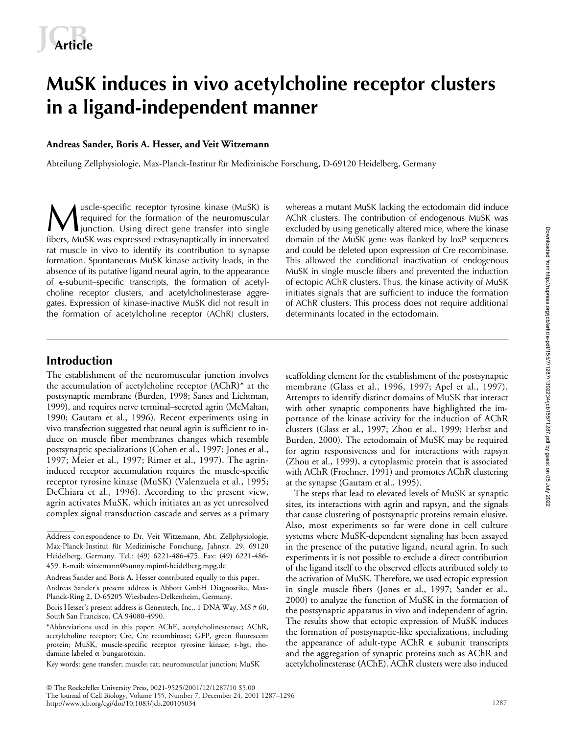# MuSK induces in vivo acetylcholine receptor clusters in a ligand-independent manner

**Andreas Sander, Boris A. Hesser, and Veit Witzemann**

Abteilung Zellphysiologie, Max-Planck-Institut für Medizinische Forschung, D-69120 Heidelberg, Germany

Muscle-specific receptor tyrosine kinase (MuSK) is required for the formation of the neuromuscular junction. Using direct gene transfer into single fibers, MuSK was expressed extrasynaptically in innervated rat muscle in vivo to identify its contribution to synapse formation. Spontaneous MuSK kinase activity leads, in the absence of its putative ligand neural agrin, to the appearance of $\epsilon$-subunit–specific transcripts, the formation of acetylcholine receptor clusters, and acetylcholinesterase aggregates. Expression of kinase-inactive MuSK did not result in the formation of acetylcholine receptor (AChR) clusters, whereas a mutant MuSK lacking the ectodomain did induce AChR clusters. The contribution of endogenous MuSK was excluded by using genetically altered mice, where the kinase domain of the MuSK gene was flanked by loxP sequences and could be deleted upon expression of Cre recombinase. This allowed the conditional inactivation of endogenous MuSK in single muscle fibers and prevented the induction of ectopic AChR clusters. Thus, the kinase activity of MuSK initiates signals that are sufficient to induce the formation of AChR clusters. This process does not require additional determinants located in the ectodomain.

## Introduction

The establishment of the neuromuscular junction involves the accumulation of acetylcholine receptor (AChR)* at the postsynaptic membrane (Burden, 1998; Sanes and Lichtman, 1999), and requires nerve terminal–secreted agrin (McMahan, 1990; Gautam et al., 1996). Recent experiments using in vivo transfection suggested that neural agrin is sufficient to induce on muscle fiber membranes changes which resemble postsynaptic specializations (Cohen et al., 1997; Jones et al., 1997; Meier et al., 1997; Rimer et al., 1997). The agrin-induced receptor accumulation requires the muscle-specific receptor tyrosine kinase (MuSK) (Valenzuela et al., 1995; DeChiara et al., 1996). According to the present view, agrin activates MuSK, which initiates an as yet unresolved complex signal transduction cascade and serves as a primary scaffolding element for the establishment of the postsynaptic membrane (Glass et al., 1996, 1997; Apel et al., 1997). Attempts to identify distinct domains of MuSK that interact with other synaptic components have highlighted the importance of the kinase activity for the induction of AChR clusters (Glass et al., 1997; Zhou et al., 1999; Herbst and Burden, 2000). The ectodomain of MuSK may be required for agrin responsiveness and for interactions with rapsyn (Zhou et al., 1999), a cytoplasmic protein that is associated with AChR (Froehner, 1991) and promotes AChR clustering at the synapse (Gautam et al., 1995).

The steps that lead to elevated levels of MuSK at synaptic sites, its interactions with agrin and rapsyn, and the signals that cause clustering of postsynaptic proteins remain elusive. Also, most experiments so far were done in cell culture systems where MuSK-dependent signaling has been assayed in the presence of the putative ligand, neural agrin. In such experiments it is not possible to exclude a direct contribution of the ligand itself to the observed effects attributed solely to the activation of MuSK. Therefore, we used ectopic expression in single muscle fibers (Jones et al., 1997; Sander et al., 2000) to analyze the function of MuSK in the formation of the postsynaptic apparatus in vivo and independent of agrin. The results show that ectopic expression of MuSK induces the formation of postsynaptic-like specializations, including the appearance of adult-type AChR $\epsilon$ subunit transcripts and the aggregation of synaptic proteins such as AChR and acetylcholinesterase (AChE). AChR clusters were also induced

---

Address correspondence to Dr. Veit Witzemann, Abt. Zellphysiologie, Max-Planck-Institut für Medizinische Forschung, Jahnstr. 29, 69120 Heidelberg, Germany. Tel.: (49) 6221-486-475. Fax: (49) 6221-486-459. E-mail: witzemann@sunny.mpimf-heidelberg.mpg.de

Andreas Sander and Boris A. Hesser contributed equally to this paper.

Andreas Sander's present address is Abbott GmbH Diagnostika, Max-Planck-Ring 2, D-65205 Wiesbaden-Delkenheim, Germany.

Boris Hesser's present address is Genentech, Inc., 1 DNA Way, MS # 60, South San Francisco, CA 94080-4990.

*Abbreviations used in this paper: AChE, acetylcholinesterase; AChR, acetylcholine receptor; Cre, Cre recombinase; GFP, green fluorescent protein; MuSK, muscle-specific receptor tyrosine kinase; r-bgt, rhodamine-labeled $\alpha$-bungarotoxin.

Key words: gene transfer; muscle; rat; neuromuscular junction; MuSK

© The Rockefeller University Press, 0021-9525/2001/12/1287/10 $5.00
The Journal of Cell Biology, Volume 155, Number 7, December 24, 2001 1287–1296
http://www.jcb.org/cgi/doi/10.1083/jcb.200105034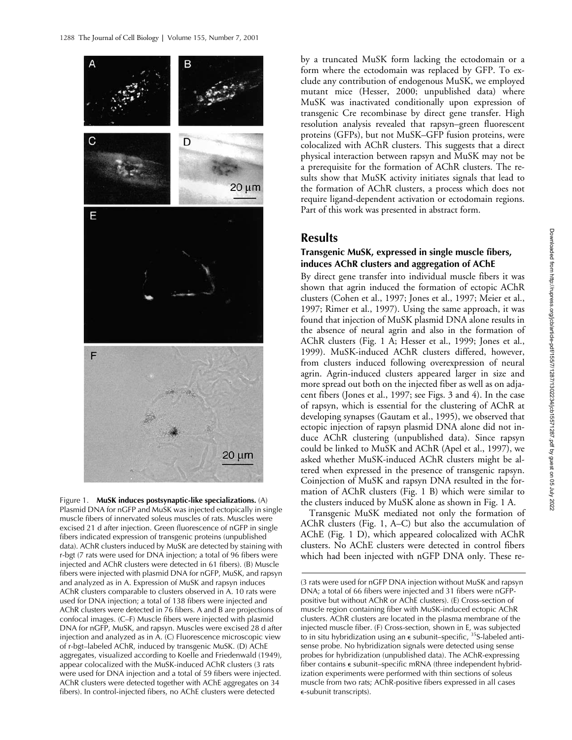by a truncated MuSK form lacking the ectodomain or a form where the ectodomain was replaced by GFP. To exclude any contribution of endogenous MuSK, we employed mutant mice (Hesser, 2000; unpublished data) where MuSK was inactivated conditionally upon expression of transgenic Cre recombinase by direct gene transfer. High resolution analysis revealed that rapsyn–green fluorescent proteins (GFPs), but not MuSK–GFP fusion proteins, were colocalized with AChR clusters. This suggests that a direct physical interaction between rapsyn and MuSK may not be a prerequisite for the formation of AChR clusters. The results show that MuSK activity initiates signals that lead to the formation of AChR clusters, a process which does not require ligand-dependent activation or ectodomain regions. Part of this work was presented in abstract form.

## Results

### Transgenic MuSK, expressed in single muscle fibers, induces AChR clusters and aggregation of AChE

By direct gene transfer into individual muscle fibers it was shown that agrin induced the formation of ectopic AChR clusters (Cohen et al., 1997; Jones et al., 1997; Meier et al., 1997; Rimer et al., 1997). Using the same approach, it was found that injection of MuSK plasmid DNA alone results in the absence of neural agrin and also in the formation of AChR clusters (Fig. 1 A; Hesser et al., 1999; Jones et al., 1999). MuSK-induced AChR clusters differed, however, from clusters induced following overexpression of neural agrin. Agrin-induced clusters appeared larger in size and more spread out both on the injected fiber as well as on adjacent fibers (Jones et al., 1997; see Figs. 3 and 4). In the case of rapsyn, which is essential for the clustering of AChR at developing synapses (Gautam et al., 1995), we observed that ectopic injection of rapsyn plasmid DNA alone did not induce AChR clustering (unpublished data). Since rapsyn could be linked to MuSK and AChR (Apel et al., 1997), we asked whether MuSK-induced AChR clusters might be altered when expressed in the presence of transgenic rapsyn. Coinjection of MuSK and rapsyn DNA resulted in the formation of AChR clusters (Fig. 1 B) which were similar to the clusters induced by MuSK alone as shown in Fig. 1 A.

Transgenic MuSK mediated not only the formation of AChR clusters (Fig. 1, A–C) but also the accumulation of AChE (Fig. 1 D), which appeared colocalized with AChR clusters. No AChE clusters were detected in control fibers which had been injected with nGFP DNA only. These re-

Figure 1. **MuSK induces postsynaptic-like specializations.** (A) Plasmid DNA for nGFP and MuSK was injected ectopically in single muscle fibers of innervated soleus muscles of rats. Muscles were excised 21 d after injection. Green fluorescence of nGFP in single fibers indicated expression of transgenic proteins (unpublished data). AChR clusters induced by MuSK are detected by staining with r-bgt (7 rats were used for DNA injection; a total of 96 fibers were injected and AChR clusters were detected in 61 fibers). (B) Muscle fibers were injected with plasmid DNA for nGFP, MuSK, and rapsyn and analyzed as in A. Expression of MuSK and rapsyn induces AChR clusters comparable to clusters observed in A. 10 rats were used for DNA injection; a total of 138 fibers were injected and AChR clusters were detected in 76 fibers. A and B are projections of confocal images. (C–F) Muscle fibers were injected with plasmid DNA for nGFP, MuSK, and rapsyn. Muscles were excised 28 d after injection and analyzed as in A. (C) Fluorescence microscopic view of r-bgt–labeled AChR, induced by transgenic MuSK. (D) AChE aggregates, visualized according to Koelle and Friedenwald (1949), appear colocalized with the MuSK-induced AChR clusters (3 rats were used for DNA injection and a total of 59 fibers were injected. AChR clusters were detected together with AChE aggregates on 34 fibers). In control-injected fibers, no AChE clusters were detected (3 rats were used for nGFP DNA injection without MuSK and rapsyn DNA; a total of 66 fibers were injected and 31 fibers were nGFP-positive but without AChR or AChE clusters). (E) Cross-section of muscle region containing fiber with MuSK-induced ectopic AChR clusters. AChR clusters are located in the plasma membrane of the injected muscle fiber. (F) Cross-section, shown in E, was subjected to in situ hybridization using an ε subunit–specific, $^{35}$S-labeled antisense probe. No hybridization signals were detected using sense probes for hybridization (unpublished data). The AChR-expressing fiber contains ε subunit–specific mRNA (three independent hybridization experiments were performed with thin sections of soleus muscle from two rats; AChR-positive fibers expressed in all cases ε-subunit transcripts).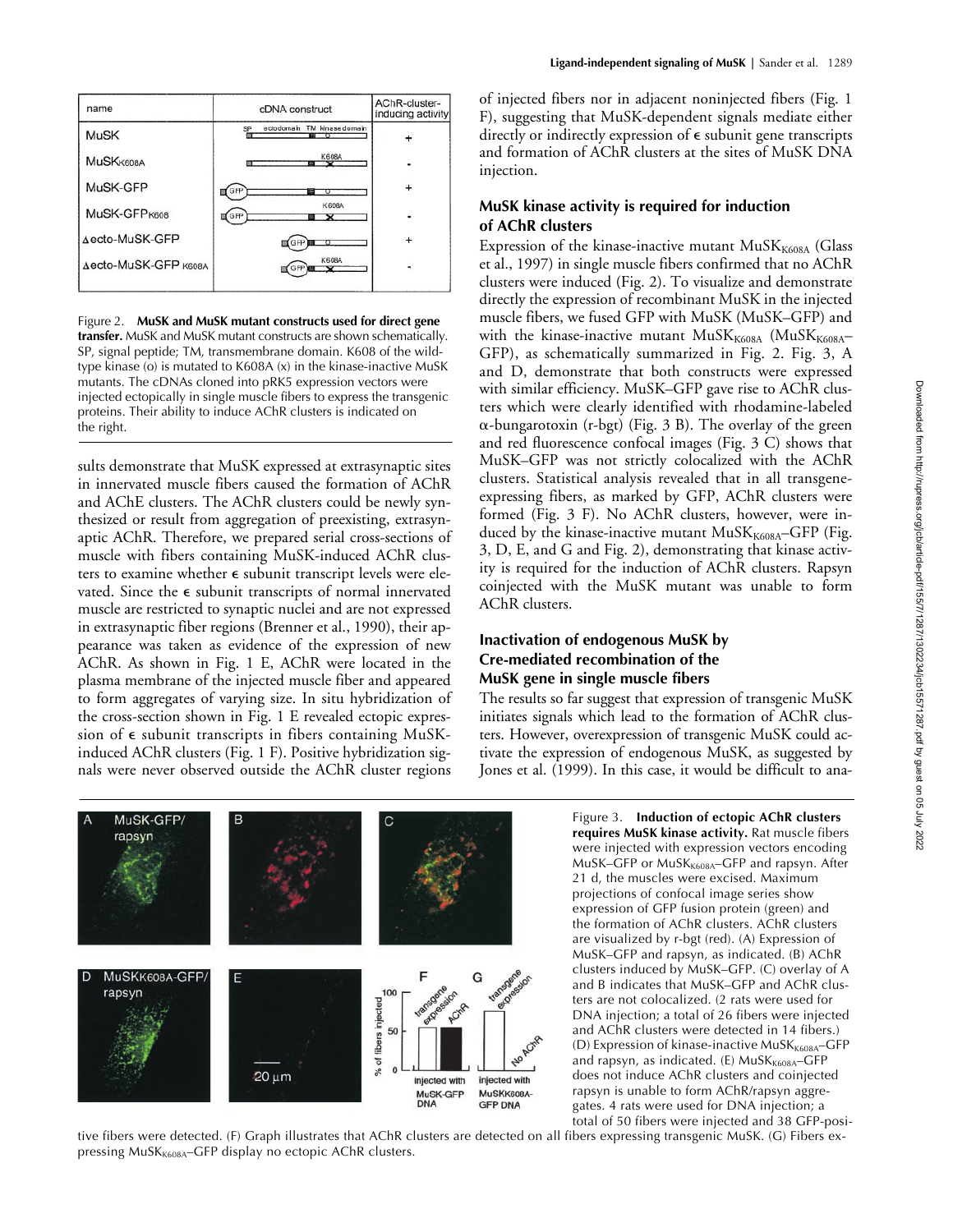| name | cDNA construct | AChR-cluster-inducing activity |
|---|---|---|
| MuSK | SP ectodomain TM kinase domain | + |
| $MuSK_{K608A}$ | K608A | - |
| MuSK-GFP | GFP | + |
| MuSK-$GFP_{K608}$ | GFP K608A | - |
| Δecto-MuSK-GFP | GFP | + |
| Δecto-MuSK-GFP K608A | GFP K608A | - |

Figure 2. **MuSK and MuSK mutant constructs used for direct gene transfer.** MuSK and MuSK mutant constructs are shown schematically. SP, signal peptide; TM, transmembrane domain. K608 of the wild-type kinase (o) is mutated to K608A (x) in the kinase-inactive MuSK mutants. The cDNAs cloned into pRK5 expression vectors were injected ectopically in single muscle fibers to express the transgenic proteins. Their ability to induce AChR clusters is indicated on the right.

sults demonstrate that MuSK expressed at extrasynaptic sites in innervated muscle fibers caused the formation of AChR and AChE clusters. The AChR clusters could be newly synthesized or result from aggregation of preexisting, extrasynaptic AChR. Therefore, we prepared serial cross-sections of muscle with fibers containing MuSK-induced AChR clusters to examine whether ε subunit transcript levels were elevated. Since the ε subunit transcripts of normal innervated muscle are restricted to synaptic nuclei and are not expressed in extrasynaptic fiber regions (Brenner et al., 1990), their appearance was taken as evidence of the expression of new AChR. As shown in Fig. 1 E, AChR were located in the plasma membrane of the injected muscle fiber and appeared to form aggregates of varying size. In situ hybridization of the cross-section shown in Fig. 1 E revealed ectopic expression of ε subunit transcripts in fibers containing MuSK-induced AChR clusters (Fig. 1 F). Positive hybridization signals were never observed outside the AChR cluster regions of injected fibers nor in adjacent noninjected fibers (Fig. 1 F), suggesting that MuSK-dependent signals mediate either directly or indirectly expression of ε subunit gene transcripts and formation of AChR clusters at the sites of MuSK DNA injection.

## MuSK kinase activity is required for induction of AChR clusters

Expression of the kinase-inactive mutant $MuSK_{K608A}$ (Glass et al., 1997) in single muscle fibers confirmed that no AChR clusters were induced (Fig. 2). To visualize and demonstrate directly the expression of recombinant MuSK in the injected muscle fibers, we fused GFP with MuSK (MuSK–GFP) and with the kinase-inactive mutant $MuSK_{K608A}$ ($MuSK_{K608A}$–GFP), as schematically summarized in Fig. 2. Fig. 3, A and D, demonstrate that both constructs were expressed with similar efficiency. MuSK–GFP gave rise to AChR clusters which were clearly identified with rhodamine-labeled α-bungarotoxin (r-bgt) (Fig. 3 B). The overlay of the green and red fluorescence confocal images (Fig. 3 C) shows that MuSK–GFP was not strictly colocalized with the AChR clusters. Statistical analysis revealed that in all transgene-expressing fibers, as marked by GFP, AChR clusters were formed (Fig. 3 F). No AChR clusters, however, were induced by the kinase-inactive mutant $MuSK_{K608A}$–GFP (Fig. 3, D, E, and G and Fig. 2), demonstrating that kinase activity is required for the induction of AChR clusters. Rapsyn coinjected with the MuSK mutant was unable to form AChR clusters.

## Inactivation of endogenous MuSK by Cre-mediated recombination of the MuSK gene in single muscle fibers

The results so far suggest that expression of transgenic MuSK initiates signals which lead to the formation of AChR clusters. However, overexpression of transgenic MuSK could activate the expression of endogenous MuSK, as suggested by Jones et al. (1999). In this case, it would be difficult to ana-

Figure 3. **Induction of ectopic AChR clusters requires MuSK kinase activity.** Rat muscle fibers were injected with expression vectors encoding MuSK–GFP or $MuSK_{K608A}$–GFP and rapsyn. After 21 d, the muscles were excised. Maximum projections of confocal image series show expression of GFP fusion protein (green) and the formation of AChR clusters. AChR clusters are visualized by r-bgt (red). (A) Expression of MuSK–GFP and rapsyn, as indicated. (B) AChR clusters induced by MuSK–GFP. (C) Overlay of A and B indicates that MuSK–GFP and AChR clusters are not colocalized. (2 rats were used for DNA injection; a total of 26 fibers were injected and AChR clusters were detected in 14 fibers.) (D) Expression of kinase-inactive $MuSK_{K608A}$–GFP and rapsyn, as indicated. (E) $MuSK_{K608A}$–GFP does not induce AChR clusters and coinjected rapsyn is unable to form AChR/rapsyn aggregates. 4 rats were used for DNA injection; a total of 50 fibers were injected and 38 GFP-positive fibers were detected. (F) Graph illustrates that AChR clusters are detected on all fibers expressing transgenic MuSK. (G) Fibers expressing $MuSK_{K608A}$–GFP display no ectopic AChR clusters.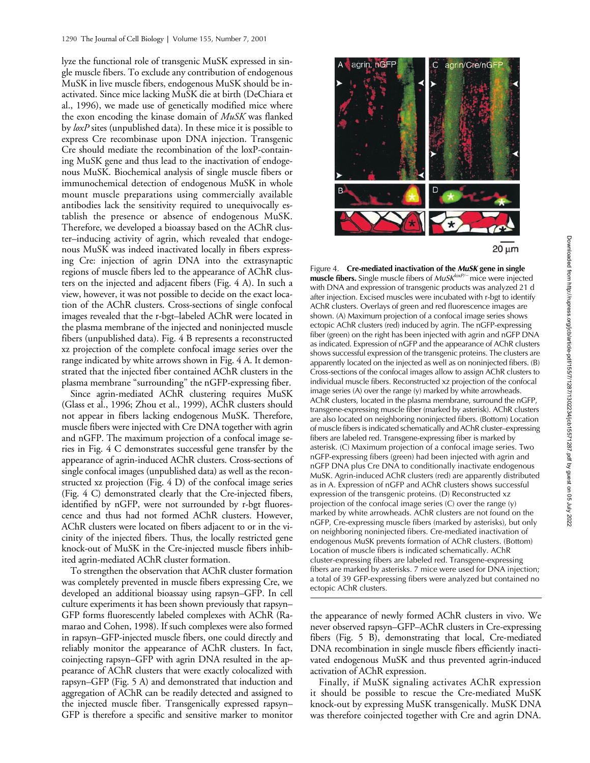lyze the functional role of transgenic MuSK expressed in single muscle fibers. To exclude any contribution of endogenous MuSK in live muscle fibers, endogenous MuSK should be inactivated. Since mice lacking MuSK die at birth (DeChiara et al., 1996), we made use of genetically modified mice where the exon encoding the kinase domain of *MuSK* was flanked by *loxP* sites (unpublished data). In these mice it is possible to express Cre recombinase upon DNA injection. Transgenic Cre should mediate the recombination of the loxP-containing MuSK gene and thus lead to the inactivation of endogenous MuSK. Biochemical analysis of single muscle fibers or immunochemical detection of endogenous MuSK in whole mount muscle preparations using commercially available antibodies lack the sensitivity required to unequivocally establish the presence or absence of endogenous MuSK. Therefore, we developed a bioassay based on the AChR cluster–inducing activity of agrin, which revealed that endogenous MuSK was indeed inactivated locally in fibers expressing Cre: injection of agrin DNA into the extrasynaptic regions of muscle fibers led to the appearance of AChR clusters on the injected and adjacent fibers (Fig. 4 A). In such a view, however, it was not possible to decide on the exact location of the AChR clusters. Cross-sections of single confocal images revealed that the r-bgt–labeled AChR were located in the plasma membrane of the injected and noninjected muscle fibers (unpublished data). Fig. 4 B represents a reconstructed xz projection of the complete confocal image series over the range indicated by white arrows shown in Fig. 4 A. It demonstrated that the injected fiber contained AChR clusters in the plasma membrane "surrounding" the nGFP-expressing fiber.

Since agrin-mediated AChR clustering requires MuSK (Glass et al., 1996; Zhou et al., 1999), AChR clusters should not appear in fibers lacking endogenous MuSK. Therefore, muscle fibers were injected with Cre DNA together with agrin and nGFP. The maximum projection of a confocal image series in Fig. 4 C demonstrates successful gene transfer by the appearance of agrin-induced AChR clusters. Cross-sections of single confocal images (unpublished data) as well as the reconstructed xz projection (Fig. 4 D) of the confocal image series (Fig. 4 C) demonstrated clearly that the Cre-injected fibers, identified by nGFP, were not surrounded by r-bgt fluorescence and thus had not formed AChR clusters. However, AChR clusters were located on fibers adjacent to or in the vicinity of the injected fibers. Thus, the locally restricted gene knock-out of MuSK in the Cre-injected muscle fibers inhibited agrin-mediated AChR cluster formation.

To strengthen the observation that AChR cluster formation was completely prevented in muscle fibers expressing Cre, we developed an additional bioassay using rapsyn–GFP. In cell culture experiments it has been shown previously that rapsyn–GFP forms fluorescently labeled complexes with AChR (Ramarao and Cohen, 1998). If such complexes were also formed in rapsyn–GFP-injected muscle fibers, one could directly and reliably monitor the appearance of AChR clusters. In fact, coinjecting rapsyn–GFP with agrin DNA resulted in the appearance of AChR clusters that were exactly colocalized with rapsyn–GFP (Fig. 5 A) and demonstrated that induction and aggregation of AChR can be readily detected and assigned to the injected muscle fiber. Transgenically expressed rapsyn–GFP is therefore a specific and sensitive marker to monitor the appearance of newly formed AChR clusters in vivo. We never observed rapsyn–GFP–AChR clusters in Cre-expressing fibers (Fig. 5 B), demonstrating that local, Cre-mediated DNA recombination in single muscle fibers efficiently inactivated endogenous MuSK and thus prevented agrin-induced activation of AChR expression.

Finally, if MuSK signaling activates AChR expression it should be possible to rescue the Cre-mediated MuSK knock-out by expressing MuSK transgenically. MuSK DNA was therefore coinjected together with Cre and agrin DNA.

Figure 4. **Cre-mediated inactivation of the *MuSK* gene in single muscle fibers.** Single muscle fibers of $MuSK^{loxP/-}$ mice were injected with DNA and expression of transgenic products was analyzed 21 d after injection. Excised muscles were incubated with r-bgt to identify AChR clusters. Overlays of green and red fluorescence images are shown. (A) Maximum projection of a confocal image series shows ectopic AChR clusters (red) induced by agrin. The nGFP-expressing fiber (green) on the right has been injected with agrin and nGFP DNA as indicated. Expression of nGFP and the appearance of AChR clusters shows successful expression of the transgenic proteins. The clusters are apparently located on the injected as well as on noninjected fibers. (B) Cross-sections of the confocal images allow to assign AChR clusters to individual muscle fibers. Reconstructed xz projection of the confocal image series (A) over the range (y) marked by white arrowheads. AChR clusters, located in the plasma membrane, surround the nGFP, transgene-expressing muscle fiber (marked by asterisk). AChR clusters are also located on neighboring noninjected fibers. (Bottom) Location of muscle fibers is indicated schematically and AChR cluster–expressing fibers are labeled red. Transgene-expressing fiber is marked by asterisk. (C) Maximum projection of a confocal image series. Two nGFP-expressing fibers (green) had been injected with agrin and nGFP DNA plus Cre DNA to conditionally inactivate endogenous MuSK. Agrin-induced AChR clusters (red) are apparently distributed as in A. Expression of nGFP and AChR clusters shows successful expression of the transgenic proteins. (D) Reconstructed xz projection of the confocal image series (C) over the range (y) marked by white arrowheads. AChR clusters are not found on the nGFP, Cre-expressing muscle fibers (marked by asterisks), but only on neighboring noninjected fibers. Cre-mediated inactivation of endogenous MuSK prevents formation of AChR clusters. (Bottom) Location of muscle fibers is indicated schematically. AChR cluster-expressing fibers are labeled red. Transgene-expressing fibers are marked by asterisks. 7 mice were used for DNA injection; a total of 39 GFP-expressing fibers were analyzed but contained no ectopic AChR clusters.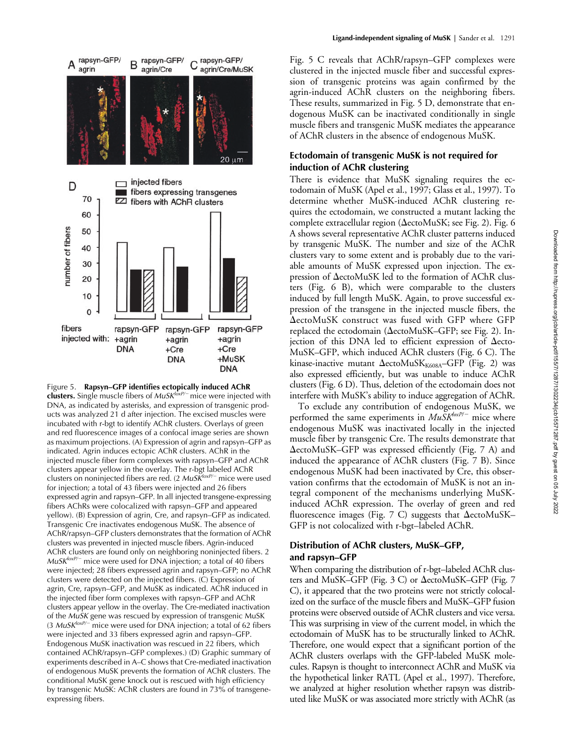Figure 5. **Rapsyn–GFP identifies ectopically induced AChR clusters.** Single muscle fibers of *MuSK*$^{loxP/-}$ mice were injected with DNA, as indicated by asterisks, and expression of transgenic products was analyzed 21 d after injection. The excised muscles were incubated with r-bgt to identify AChR clusters. Overlays of green and red fluorescence images of a confocal image series are shown as maximum projections. (A) Expression of agrin and rapsyn–GFP as indicated. Agrin induces ectopic AChR clusters. AChR in the injected muscle fiber form complexes with rapsyn–GFP and AChR clusters appear yellow in the overlay. The r-bgt labeled AChR clusters on noninjected fibers are red. (2 *MuSK*$^{loxP/-}$ mice were used for injection; a total of 43 fibers were injected and 26 fibers expressed agrin and rapsyn–GFP. In all injected transgene-expressing fibers AChRs were colocalized with rapsyn–GFP and appeared yellow). (B) Expression of agrin, Cre, and rapsyn–GFP as indicated. Transgenic Cre inactivates endogenous MuSK. The absence of AChR/rapsyn–GFP clusters demonstrates that the formation of AChR clusters was prevented in injected muscle fibers. Agrin-induced AChR clusters are found only on neighboring noninjected fibers. 2 *MuSK*$^{loxP/-}$ mice were used for DNA injection; a total of 40 fibers were injected; 28 fibers expressed agrin and rapsyn–GFP; no AChR clusters were detected on the injected fibers. (C) Expression of agrin, Cre, rapsyn–GFP, and MuSK as indicated. AChR induced in the injected fiber form complexes with rapsyn–GFP and AChR clusters appear yellow in the overlay. The Cre-mediated inactivation of the *MuSK* gene was rescued by expression of transgenic MuSK (3 *MuSK*$^{loxP/-}$ mice were used for DNA injection; a total of 62 fibers were injected and 33 fibers expressed agrin and rapsyn–GFP. Endogenous MuSK inactivation was rescued in 22 fibers, which contained AChR/rapsyn–GFP complexes.) (D) Graphic summary of experiments described in A–C shows that Cre-mediated inactivation of endogenous MuSK prevents the formation of AChR clusters. The conditional MuSK gene knock out is rescued with high efficiency by transgenic MuSK: AChR clusters are found in 73% of transgene-expressing fibers.

Fig. 5 C reveals that AChR/rapsyn–GFP complexes were clustered in the injected muscle fiber and successful expression of transgenic proteins was again confirmed by the agrin-induced AChR clusters on the neighboring fibers. These results, summarized in Fig. 5 D, demonstrate that endogenous MuSK can be inactivated conditionally in single muscle fibers and transgenic MuSK mediates the appearance of AChR clusters in the absence of endogenous MuSK.

## Ectodomain of transgenic MuSK is not required for induction of AChR clustering

There is evidence that MuSK signaling requires the ectodomain of MuSK (Apel et al., 1997; Glass et al., 1997). To determine whether MuSK-induced AChR clustering requires the ectodomain, we constructed a mutant lacking the complete extracellular region (ΔectoMuSK; see Fig. 2). Fig. 6 A shows several representative AChR cluster patterns induced by transgenic MuSK. The number and size of the AChR clusters vary to some extent and is probably due to the variable amounts of MuSK expressed upon injection. The expression of ΔectoMuSK led to the formation of AChR clusters (Fig. 6 B), which were comparable to the clusters induced by full length MuSK. Again, to prove successful expression of the transgene in the injected muscle fibers, the ΔectoMuSK construct was fused with GFP where GFP replaced the ectodomain (ΔectoMuSK–GFP; see Fig. 2). Injection of this DNA led to efficient expression of ΔectoMuSK–GFP, which induced AChR clusters (Fig. 6 C). The kinase-inactive mutant $\Delta$ectoMuSK$_{K608A}$–GFP (Fig. 2) was also expressed efficiently, but was unable to induce AChR clusters (Fig. 6 D). Thus, deletion of the ectodomain does not interfere with MuSK's ability to induce aggregation of AChR.

To exclude any contribution of endogenous MuSK, we performed the same experiments in *MuSK*$^{loxP/-}$ mice where endogenous MuSK was inactivated locally in the injected muscle fiber by transgenic Cre. The results demonstrate that ΔectoMuSK–GFP was expressed efficiently (Fig. 7 A) and induced the appearance of AChR clusters (Fig. 7 B). Since endogenous MuSK had been inactivated by Cre, this observation confirms that the ectodomain of MuSK is not an integral component of the mechanisms underlying MuSK-induced AChR expression. The overlay of green and red fluorescence images (Fig. 7 C) suggests that ΔectoMuSK–GFP is not colocalized with r-bgt–labeled AChR.

## Distribution of AChR clusters, MuSK–GFP, and rapsyn–GFP

When comparing the distribution of r-bgt–labeled AChR clusters and MuSK–GFP (Fig. 3 C) or ΔectoMuSK–GFP (Fig. 7 C), it appeared that the two proteins were not strictly colocalized on the surface of the muscle fibers and MuSK–GFP fusion proteins were observed outside of AChR clusters and vice versa. This was surprising in view of the current model, in which the ectodomain of MuSK has to be structurally linked to AChR. Therefore, one would expect that a significant portion of the AChR clusters overlaps with the GFP-labeled MuSK molecules. Rapsyn is thought to interconnect AChR and MuSK via the hypothetical linker RATL (Apel et al., 1997). Therefore, we analyzed at higher resolution whether rapsyn was distributed like MuSK or was associated more strictly with AChR (as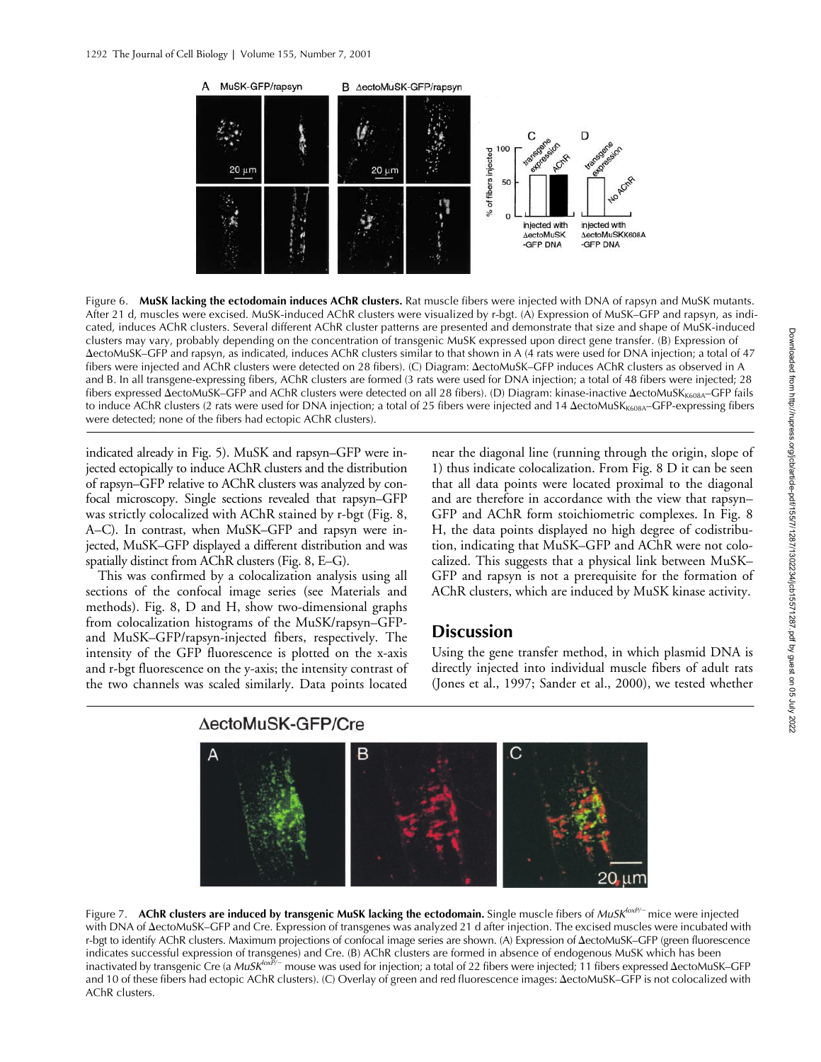Figure 6. **MuSK lacking the ectodomain induces AChR clusters.** Rat muscle fibers were injected with DNA of rapsyn and MuSK mutants. After 21 d, muscles were excised. MuSK-induced AChR clusters were visualized by r-bgt. (A) Expression of MuSK–GFP and rapsyn, as indicated, induces AChR clusters. Several different AChR cluster patterns are presented and demonstrate that size and shape of MuSK-induced clusters may vary, probably depending on the concentration of transgenic MuSK expressed upon direct gene transfer. (B) Expression of ΔectoMuSK–GFP and rapsyn, as indicated, induces AChR clusters similar to that shown in A (4 rats were used for DNA injection; a total of 47 fibers were injected and AChR clusters were detected on 28 fibers). (C) Diagram: ΔectoMuSK–GFP induces AChR clusters as observed in A and B. In all transgene-expressing fibers, AChR clusters are formed (3 rats were used for DNA injection; a total of 48 fibers were injected; 28 fibers expressed ΔectoMuSK–GFP and AChR clusters were detected on all 28 fibers). (D) Diagram: kinase-inactive $\Delta ectoMuSK_{K608A}$–GFP fails to induce AChR clusters (2 rats were used for DNA injection; a total of 25 fibers were injected and 14 $\Delta ectoMuSK_{K608A}$–GFP-expressing fibers were detected; none of the fibers had ectopic AChR clusters).

indicated already in Fig. 5). MuSK and rapsyn–GFP were injected ectopically to induce AChR clusters and the distribution of rapsyn–GFP relative to AChR clusters was analyzed by confocal microscopy. Single sections revealed that rapsyn–GFP was strictly colocalized with AChR stained by r-bgt (Fig. 8, A–C). In contrast, when MuSK–GFP and rapsyn were injected, MuSK–GFP displayed a different distribution and was spatially distinct from AChR clusters (Fig. 8, E–G).

This was confirmed by a colocalization analysis using all sections of the confocal image series (see Materials and methods). Fig. 8, D and H, show two-dimensional graphs from colocalization histograms of the MuSK/rapsyn–GFP- and MuSK–GFP/rapsyn-injected fibers, respectively. The intensity of the GFP fluorescence is plotted on the x-axis and r-bgt fluorescence on the y-axis; the intensity contrast of the two channels was scaled similarly. Data points located near the diagonal line (running through the origin, slope of 1) thus indicate colocalization. From Fig. 8 D it can be seen that all data points were located proximal to the diagonal and are therefore in accordance with the view that rapsyn–GFP and AChR form stoichiometric complexes. In Fig. 8 H, the data points displayed no high degree of codistribution, indicating that MuSK–GFP and AChR were not colocalized. This suggests that a physical link between MuSK–GFP and rapsyn is not a prerequisite for the formation of AChR clusters, which are induced by MuSK kinase activity.

## Discussion

Using the gene transfer method, in which plasmid DNA is directly injected into individual muscle fibers of adult rats (Jones et al., 1997; Sander et al., 2000), we tested whether

Figure 7. **AChR clusters are induced by transgenic MuSK lacking the ectodomain.** Single muscle fibers of $MuSK^{loxP/-}$ mice were injected with DNA of ΔectoMuSK–GFP and Cre. Expression of transgenes was analyzed 21 d after injection. The excised muscles were incubated with r-bgt to identify AChR clusters. Maximum projections of confocal image series are shown. (A) Expression of ΔectoMuSK–GFP (green fluorescence indicates successful expression of transgenes) and Cre. (B) AChR clusters are formed in absence of endogenous MuSK which has been inactivated by transgenic Cre (a $MuSK^{loxP/-}$ mouse was used for injection; a total of 22 fibers were injected; 11 fibers expressed ΔectoMuSK–GFP and 10 of these fibers had ectopic AChR clusters). (C) Overlay of green and red fluorescence images: ΔectoMuSK–GFP is not colocalized with AChR clusters.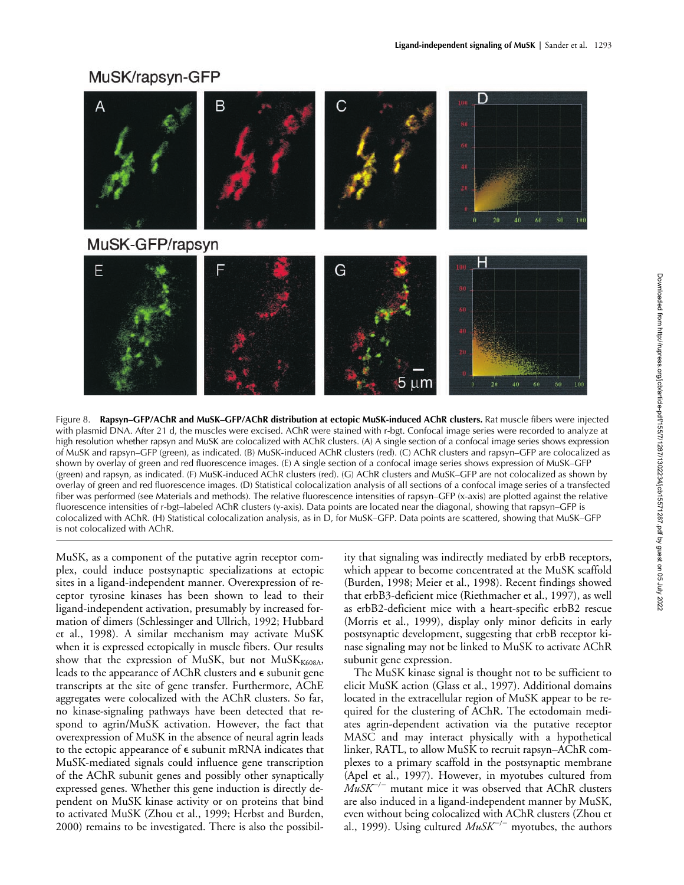MuSK/rapsyn-GFP

A B C D

0 20 40 60 80 100

100 80 60 40 20 0

MuSK-GFP/rapsyn

E F G H

5 µm

0 20 40 60 80 100

100 80 60 40 20 0

Figure 8. **Rapsyn–GFP/AChR and MuSK–GFP/AChR distribution at ectopic MuSK-induced AChR clusters.** Rat muscle fibers were injected with plasmid DNA. After 21 d, the muscles were excised. AChR were stained with r-bgt. Confocal image series were recorded to analyze at high resolution whether rapsyn and MuSK are colocalized with AChR clusters. (A) A single section of a confocal image series shows expression of MuSK and rapsyn–GFP (green), as indicated. (B) MuSK-induced AChR clusters (red). (C) AChR clusters and rapsyn–GFP are colocalized as shown by overlay of green and red fluorescence images. (E) A single section of a confocal image series shows expression of MuSK–GFP (green) and rapsyn, as indicated. (F) MuSK-induced AChR clusters (red). (G) AChR clusters and MuSK–GFP are not colocalized as shown by overlay of green and red fluorescence images. (D) Statistical colocalization analysis of all sections of a confocal image series of a transfected fiber was performed (see Materials and methods). The relative fluorescence intensities of rapsyn–GFP (x-axis) are plotted against the relative fluorescence intensities of r-bgt–labeled AChR clusters (y-axis). Data points are located near the diagonal, showing that rapsyn–GFP is colocalized with AChR. (H) Statistical colocalization analysis, as in D, for MuSK–GFP. Data points are scattered, showing that MuSK–GFP is not colocalized with AChR.

MuSK, as a component of the putative agrin receptor complex, could induce postsynaptic specializations at ectopic sites in a ligand-independent manner. Overexpression of receptor tyrosine kinases has been shown to lead to their ligand-independent activation, presumably by increased formation of dimers (Schlessinger and Ullrich, 1992; Hubbard et al., 1998). A similar mechanism may activate MuSK when it is expressed ectopically in muscle fibers. Our results show that the expression of MuSK, but not $\text{MuSK}_{\text{K608A}}$, leads to the appearance of AChR clusters and $\epsilon$ subunit gene transcripts at the site of gene transfer. Furthermore, AChE aggregates were colocalized with the AChR clusters. So far, no kinase-signaling pathways have been detected that respond to agrin/MuSK activation. However, the fact that overexpression of MuSK in the absence of neural agrin leads to the ectopic appearance of $\epsilon$ subunit mRNA indicates that MuSK-mediated signals could influence gene transcription of the AChR subunit genes and possibly other synaptically expressed genes. Whether this gene induction is directly dependent on MuSK kinase activity or on proteins that bind to activated MuSK (Zhou et al., 1999; Herbst and Burden, 2000) remains to be investigated. There is also the possibility that signaling was indirectly mediated by erbB receptors, which appear to become concentrated at the MuSK scaffold (Burden, 1998; Meier et al., 1998). Recent findings showed that erbB3-deficient mice (Riethmacher et al., 1997), as well as erbB2-deficient mice with a heart-specific erbB2 rescue (Morris et al., 1999), display only minor deficits in early postsynaptic development, suggesting that erbB receptor kinase signaling may not be linked to MuSK to activate AChR subunit gene expression.

The MuSK kinase signal is thought not to be sufficient to elicit MuSK action (Glass et al., 1997). Additional domains located in the extracellular region of MuSK appear to be required for the clustering of AChR. The ectodomain mediates agrin-dependent activation via the putative receptor MASC and may interact physically with a hypothetical linker, RATL, to allow MuSK to recruit rapsyn–AChR complexes to a primary scaffold in the postsynaptic membrane (Apel et al., 1997). However, in myotubes cultured from *MuSK*$^{-/-}$ mutant mice it was observed that AChR clusters are also induced in a ligand-independent manner by MuSK, even without being colocalized with AChR clusters (Zhou et al., 1999). Using cultured *MuSK*$^{-/-}$ myotubes, the authors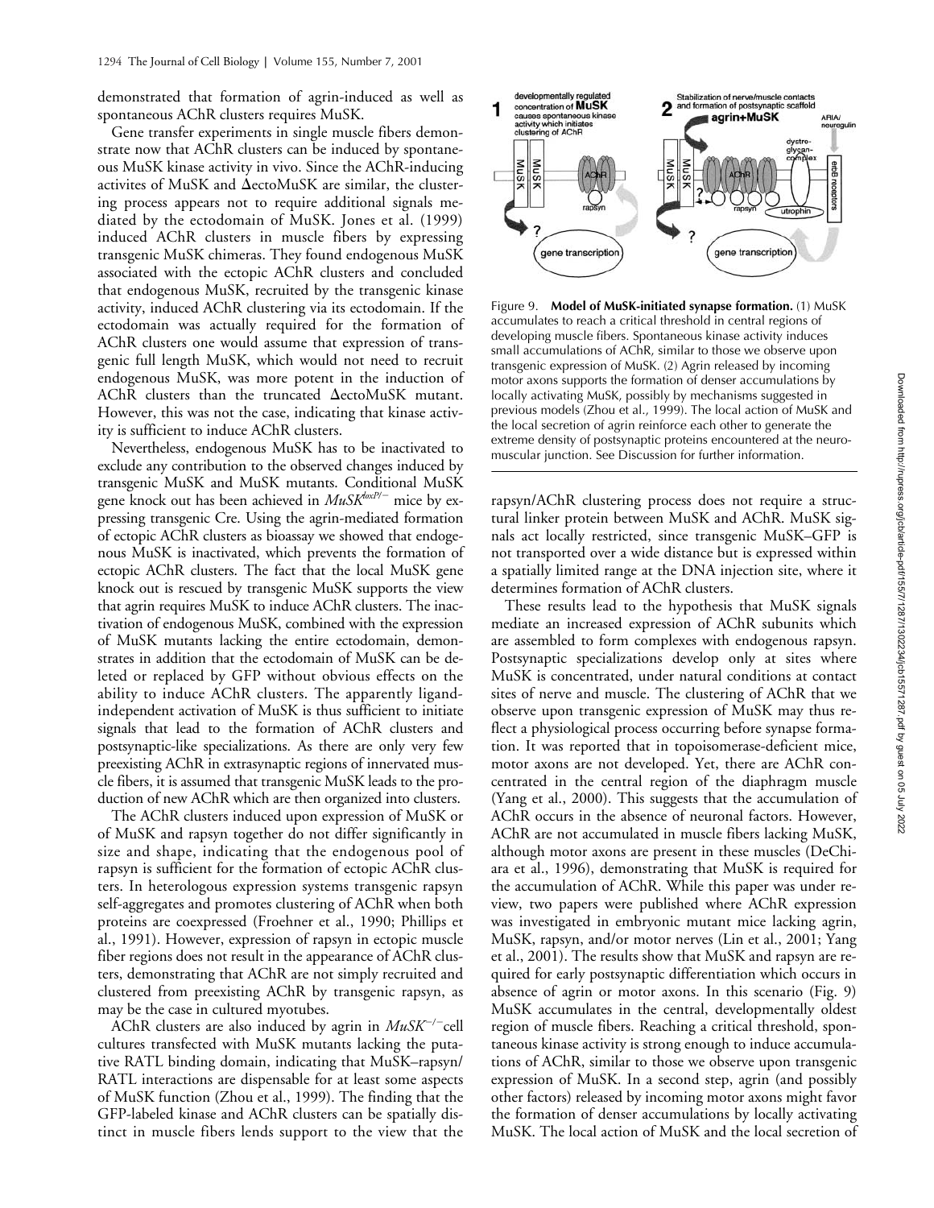demonstrated that formation of agrin-induced as well as spontaneous AChR clusters requires MuSK.

Gene transfer experiments in single muscle fibers demonstrate now that AChR clusters can be induced by spontaneous MuSK kinase activity in vivo. Since the AChR-inducing activites of MuSK and ΔectoMuSK are similar, the clustering process appears not to require additional signals mediated by the ectodomain of MuSK. Jones et al. (1999) induced AChR clusters in muscle fibers by expressing transgenic MuSK chimeras. They found endogenous MuSK associated with the ectopic AChR clusters and concluded that endogenous MuSK, recruited by the transgenic kinase activity, induced AChR clustering via its ectodomain. If the ectodomain was actually required for the formation of AChR clusters one would assume that expression of transgenic full length MuSK, which would not need to recruit endogenous MuSK, was more potent in the induction of AChR clusters than the truncated ΔectoMuSK mutant. However, this was not the case, indicating that kinase activity is sufficient to induce AChR clusters.

Nevertheless, endogenous MuSK has to be inactivated to exclude any contribution to the observed changes induced by transgenic MuSK and MuSK mutants. Conditional MuSK gene knock out has been achieved in $MuSK^{loxP/-}$ mice by expressing transgenic Cre. Using the agrin-mediated formation of ectopic AChR clusters as bioassay we showed that endogenous MuSK is inactivated, which prevents the formation of ectopic AChR clusters. The fact that the local MuSK gene knock out is rescued by transgenic MuSK supports the view that agrin requires MuSK to induce AChR clusters. The inactivation of endogenous MuSK, combined with the expression of MuSK mutants lacking the entire ectodomain, demonstrates in addition that the ectodomain of MuSK can be deleted or replaced by GFP without obvious effects on the ability to induce AChR clusters. The apparently ligand-independent activation of MuSK is thus sufficient to initiate signals that lead to the formation of AChR clusters and postsynaptic-like specializations. As there are only very few preexisting AChR in extrasynaptic regions of innervated muscle fibers, it is assumed that transgenic MuSK leads to the production of new AChR which are then organized into clusters.

The AChR clusters induced upon expression of MuSK or of MuSK and rapsyn together do not differ significantly in size and shape, indicating that the endogenous pool of rapsyn is sufficient for the formation of ectopic AChR clusters. In heterologous expression systems transgenic rapsyn self-aggregates and promotes clustering of AChR when both proteins are coexpressed (Froehner et al., 1990; Phillips et al., 1991). However, expression of rapsyn in ectopic muscle fiber regions does not result in the appearance of AChR clusters, demonstrating that AChR are not simply recruited and clustered from preexisting AChR by transgenic rapsyn, as may be the case in cultured myotubes.

AChR clusters are also induced by agrin in $MuSK^{-/-}$cell cultures transfected with MuSK mutants lacking the putative RATL binding domain, indicating that MuSK–rapsyn/RATL interactions are dispensable for at least some aspects of MuSK function (Zhou et al., 1999). The finding that the GFP-labeled kinase and AChR clusters can be spatially distinct in muscle fibers lends support to the view that the rapsyn/AChR clustering process does not require a structural linker protein between MuSK and AChR. MuSK signals act locally restricted, since transgenic MuSK–GFP is not transported over a wide distance but is expressed within a spatially limited range at the DNA injection site, where it determines formation of AChR clusters.

1 developmentally regulated concentration of MuSK causes spontaneous kinase activity which initiates clustering of AChR

MuSK MuSK AChR rapsyn

? gene transcription

2 Stabilization of nerve/muscle contacts and formation of postsynaptic scaffold agrin+MuSK

ARIA/ neuregulin

MuSK MuSK AChR dystro-glycan-complex erbB receptors rapsyn utrophin

? gene transcription

Figure 9. **Model of MuSK-initiated synapse formation.** (1) MuSK accumulates to reach a critical threshold in central regions of developing muscle fibers. Spontaneous kinase activity induces small accumulations of AChR, similar to those we observe upon transgenic expression of MuSK. (2) Agrin released by incoming motor axons supports the formation of denser accumulations by locally activating MuSK, possibly by mechanisms suggested in previous models (Zhou et al., 1999). The local action of MuSK and the local secretion of agrin reinforce each other to generate the extreme density of postsynaptic proteins encountered at the neuromuscular junction. See Discussion for further information.

These results lead to the hypothesis that MuSK signals mediate an increased expression of AChR subunits which are assembled to form complexes with endogenous rapsyn. Postsynaptic specializations develop only at sites where MuSK is concentrated, under natural conditions at contact sites of nerve and muscle. The clustering of AChR that we observe upon transgenic expression of MuSK may thus reflect a physiological process occurring before synapse formation. It was reported that in topoisomerase-deficient mice, motor axons are not developed. Yet, there are AChR concentrated in the central region of the diaphragm muscle (Yang et al., 2000). This suggests that the accumulation of AChR occurs in the absence of neuronal factors. However, AChR are not accumulated in muscle fibers lacking MuSK, although motor axons are present in these muscles (DeChiara et al., 1996), demonstrating that MuSK is required for the accumulation of AChR. While this paper was under review, two papers were published where AChR expression was investigated in embryonic mutant mice lacking agrin, MuSK, rapsyn, and/or motor nerves (Lin et al., 2001; Yang et al., 2001). The results show that MuSK and rapsyn are required for early postsynaptic differentiation which occurs in absence of agrin or motor axons. In this scenario (Fig. 9) MuSK accumulates in the central, developmentally oldest region of muscle fibers. Reaching a critical threshold, spontaneous kinase activity is strong enough to induce accumulations of AChR, similar to those we observe upon transgenic expression of MuSK. In a second step, agrin (and possibly other factors) released by incoming motor axons might favor the formation of denser accumulations by locally activating MuSK. The local action of MuSK and the local secretion of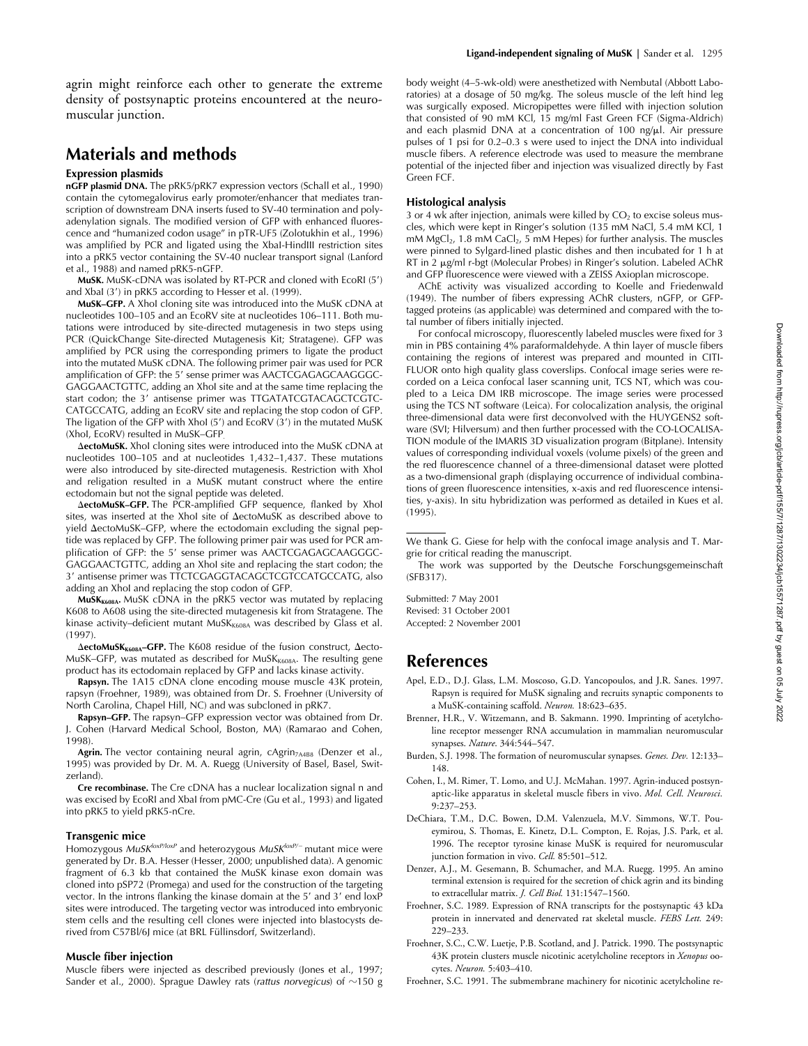agrin might reinforce each other to generate the extreme density of postsynaptic proteins encountered at the neuromuscular junction.

## Materials and methods

### Expression plasmids

**nGFP plasmid DNA.** The pRK5/pRK7 expression vectors (Schall et al., 1990) contain the cytomegalovirus early promoter/enhancer that mediates transcription of downstream DNA inserts fused to SV-40 termination and polyadenylation signals. The modified version of GFP with enhanced fluorescence and "humanized codon usage" in pTR-UF5 (Zolotukhin et al., 1996) was amplified by PCR and ligated using the XbaI-HindIII restriction sites into a pRK5 vector containing the SV-40 nuclear transport signal (Lanford et al., 1988) and named pRK5-nGFP.

**MuSK.** MuSK-cDNA was isolated by RT-PCR and cloned with EcoRI (5′) and XbaI (3′) in pRK5 according to Hesser et al. (1999).

**MuSK–GFP.** A XhoI cloning site was introduced into the MuSK cDNA at nucleotides 100–105 and an EcoRV site at nucleotides 106–111. Both mutations were introduced by site-directed mutagenesis in two steps using PCR (QuickChange Site-directed Mutagenesis Kit; Stratagene). GFP was amplified by PCR using the corresponding primers to ligate the product into the mutated MuSK cDNA. The following primer pair was used for PCR amplification of GFP: the 5′ sense primer was AACTCGAGAGCAAGGGCGAGGAACTGTTC, adding an XhoI site and at the same time replacing the start codon; the 3′ antisense primer was TTGATATCGTACAGCTCGTCCATGCCATG, adding an EcoRV site and replacing the stop codon of GFP. The ligation of the GFP with XhoI (5′) and EcoRV (3′) in the mutated MuSK (XhoI, EcoRV) resulted in MuSK–GFP.

**ΔectoMuSK.** XhoI cloning sites were introduced into the MuSK cDNA at nucleotides 100–105 and at nucleotides 1,432–1,437. These mutations were also introduced by site-directed mutagenesis. Restriction with XhoI and religation resulted in a MuSK mutant construct where the entire ectodomain but not the signal peptide was deleted.

**ΔectoMuSK–GFP.** The PCR-amplified GFP sequence, flanked by XhoI sites, was inserted at the XhoI site of ΔectoMuSK as described above to yield ΔectoMuSK–GFP, where the ectodomain excluding the signal peptide was replaced by GFP. The following primer pair was used for PCR amplification of GFP: the 5′ sense primer was AACTCGAGAGCAAGGGCGAGGAACTGTTC, adding an XhoI site and replacing the start codon; the 3′ antisense primer was TTCTCGAGGTACAGCTCGTCCATGCCATG, also adding an XhoI and replacing the stop codon of GFP.

**$MuSK_{K608A}$.** MuSK cDNA in the pRK5 vector was mutated by replacing K608 to A608 using the site-directed mutagenesis kit from Stratagene. The kinase activity–deficient mutant $MuSK_{K608A}$ was described by Glass et al. (1997).

**$ΔectoMuSK_{K608A}$–GFP.** The K608 residue of the fusion construct, ΔectoMuSK–GFP, was mutated as described for $MuSK_{K608A}$. The resulting gene product has its ectodomain replaced by GFP and lacks kinase activity.

**Rapsyn.** The 1A15 cDNA clone encoding mouse muscle 43K protein, rapsyn (Froehner, 1989), was obtained from Dr. S. Froehner (University of North Carolina, Chapel Hill, NC) and was subcloned in pRK7.

**Rapsyn–GFP.** The rapsyn–GFP expression vector was obtained from Dr. J. Cohen (Harvard Medical School, Boston, MA) (Ramarao and Cohen, 1998).

**Agrin.** The vector containing neural agrin, $cAgrin_{7A4B8}$ (Denzer et al., 1995) was provided by Dr. M. A. Ruegg (University of Basel, Basel, Switzerland).

**Cre recombinase.** The Cre cDNA has a nuclear localization signal n and was excised by EcoRI and XbaI from pMC-Cre (Gu et al., 1993) and ligated into pRK5 to yield pRK5-nCre.

### Transgenic mice

Homozygous $MuSK^{loxP/loxP}$ and heterozygous $MuSK^{loxP/-}$ mutant mice were generated by Dr. B.A. Hesser (Hesser, 2000; unpublished data). A genomic fragment of 6.3 kb that contained the MuSK kinase exon domain was cloned into pSP72 (Promega) and used for the construction of the targeting vector. In the introns flanking the kinase domain at the 5′ and 3′ end loxP sites were introduced. The targeting vector was introduced into embryonic stem cells and the resulting cell clones were injected into blastocysts derived from C57Bl/6J mice (at BRL Füllinsdorf, Switzerland).

### Muscle fiber injection

Muscle fibers were injected as described previously (Jones et al., 1997; Sander et al., 2000). Sprague Dawley rats (*rattus norvegicus*) of ~150 g body weight (4–5-wk-old) were anesthetized with Nembutal (Abbott Laboratories) at a dosage of 50 mg/kg. The soleus muscle of the left hind leg was surgically exposed. Micropipettes were filled with injection solution that consisted of 90 mM KCl, 15 mg/ml Fast Green FCF (Sigma-Aldrich) and each plasmid DNA at a concentration of 100 ng/μl. Air pressure pulses of 1 psi for 0.2–0.3 s were used to inject the DNA into individual muscle fibers. A reference electrode was used to measure the membrane potential of the injected fiber and injection was visualized directly by Fast Green FCF.

### Histological analysis

3 or 4 wk after injection, animals were killed by $CO_2$ to excise soleus muscles, which were kept in Ringer's solution (135 mM NaCl, 5.4 mM KCl, 1 mM $MgCl_2$, 1.8 mM $CaCl_2$, 5 mM Hepes) for further analysis. The muscles were pinned to Sylgard-lined plastic dishes and then incubated for 1 h at RT in 2 μg/ml r-bgt (Molecular Probes) in Ringer's solution. Labeled AChR and GFP fluorescence were viewed with a ZEISS Axioplan microscope.

AChE activity was visualized according to Koelle and Friedenwald (1949). The number of fibers expressing AChR clusters, nGFP, or GFP-tagged proteins (as applicable) was determined and compared with the total number of fibers initially injected.

For confocal microscopy, fluorescently labeled muscles were fixed for 3 min in PBS containing 4% paraformaldehyde. A thin layer of muscle fibers containing the regions of interest was prepared and mounted in CITIFLUOR onto high quality glass coverslips. Confocal image series were recorded on a Leica confocal laser scanning unit, TCS NT, which was coupled to a Leica DM IRB microscope. The image series were processed using the TCS NT software (Leica). For colocalization analysis, the original three-dimensional data were first deconvolved with the HUYGENS2 software (SVI; Hilversum) and then further processed with the CO-LOCALISATION module of the IMARIS 3D visualization program (Bitplane). Intensity values of corresponding individual voxels (volume pixels) of the green and the red fluorescence channel of a three-dimensional dataset were plotted as a two-dimensional graph (displaying occurrence of individual combinations of green fluorescence intensities, x-axis and red fluorescence intensities, y-axis). In situ hybridization was performed as detailed in Kues et al. (1995).

---

We thank G. Giese for help with the confocal image analysis and T. Margrie for critical reading the manuscript.

The work was supported by the Deutsche Forschungsgemeinschaft (SFB317).

Submitted: 7 May 2001
Revised: 31 October 2001
Accepted: 2 November 2001

## References

Apel, E.D., D.J. Glass, L.M. Moscoso, G.D. Yancopoulos, and J.R. Sanes. 1997. Rapsyn is required for MuSK signaling and recruits synaptic components to a MuSK-containing scaffold. *Neuron.* 18:623–635.

Brenner, H.R., V. Witzemann, and B. Sakmann. 1990. Imprinting of acetylcholine receptor messenger RNA accumulation in mammalian neuromuscular synapses. *Nature.* 344:544–547.

Burden, S.J. 1998. The formation of neuromuscular synapses. *Genes. Dev.* 12:133–148.

Cohen, I., M. Rimer, T. Lomo, and U.J. McMahan. 1997. Agrin-induced postsynaptic-like apparatus in skeletal muscle fibers in vivo. *Mol. Cell. Neurosci.* 9:237–253.

DeChiara, T.M., D.C. Bowen, D.M. Valenzuela, M.V. Simmons, W.T. Poueymirou, S. Thomas, E. Kinetz, D.L. Compton, E. Rojas, J.S. Park, et al. 1996. The receptor tyrosine kinase MuSK is required for neuromuscular junction formation in vivo. *Cell.* 85:501–512.

Denzer, A.J., M. Gesemann, B. Schumacher, and M.A. Ruegg. 1995. An amino terminal extension is required for the secretion of chick agrin and its binding to extracellular matrix. *J. Cell Biol.* 131:1547–1560.

Froehner, S.C. 1989. Expression of RNA transcripts for the postsynaptic 43 kDa protein in innervated and denervated rat skeletal muscle. *FEBS Lett.* 249:229–233.

Froehner, S.C., C.W. Luetje, P.B. Scotland, and J. Patrick. 1990. The postsynaptic 43K protein clusters muscle nicotinic acetylcholine receptors in *Xenopus* oocytes. *Neuron.* 5:403–410.

Froehner, S.C. 1991. The submembrane machinery for nicotinic acetylcholine re-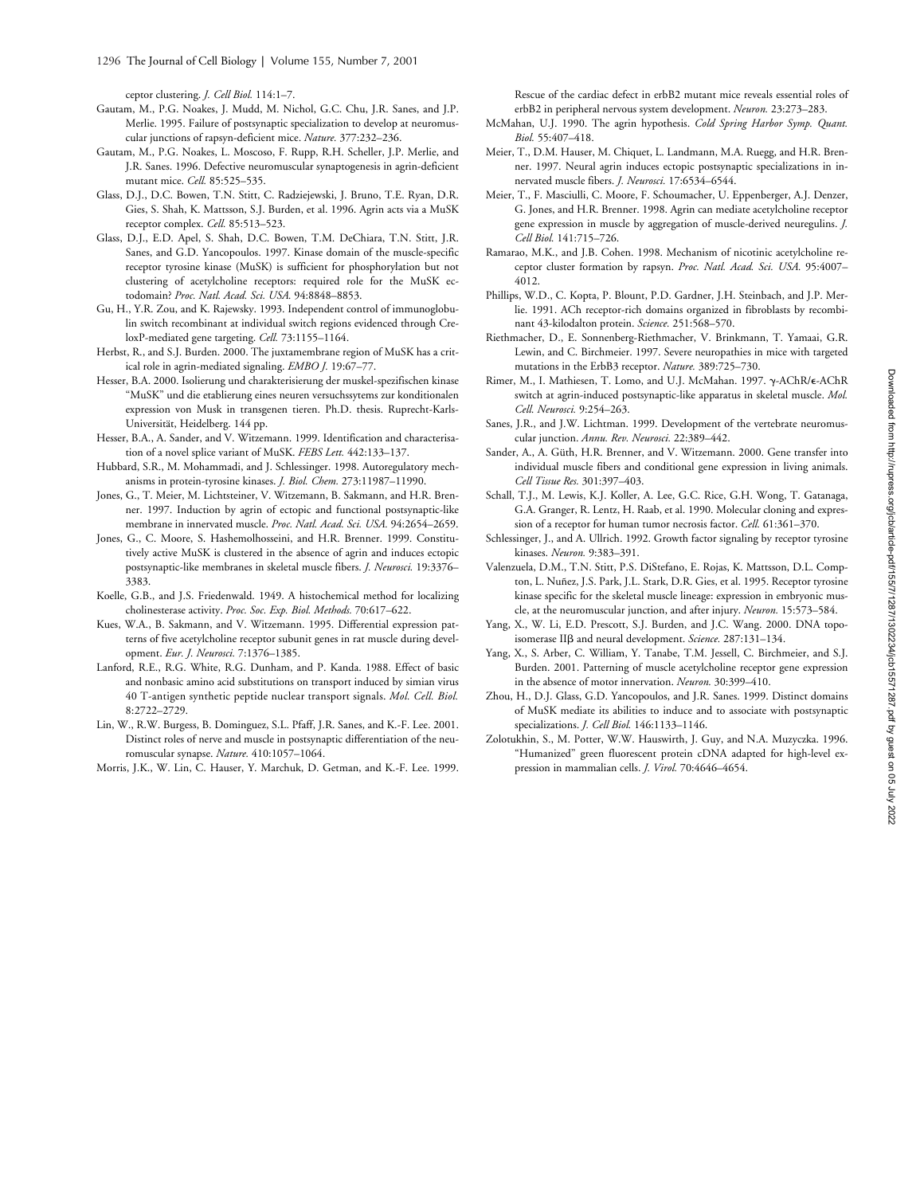ceptor clustering. *J. Cell Biol.* 114:1–7.

Gautam, M., P.G. Noakes, J. Mudd, M. Nichol, G.C. Chu, J.R. Sanes, and J.P. Merlie. 1995. Failure of postsynaptic specialization to develop at neuromuscular junctions of rapsyn-deficient mice. *Nature.* 377:232–236.

Gautam, M., P.G. Noakes, L. Moscoso, F. Rupp, R.H. Scheller, J.P. Merlie, and J.R. Sanes. 1996. Defective neuromuscular synaptogenesis in agrin-deficient mutant mice. *Cell.* 85:525–535.

Glass, D.J., D.C. Bowen, T.N. Stitt, C. Radziejewski, J. Bruno, T.E. Ryan, D.R. Gies, S. Shah, K. Mattsson, S.J. Burden, et al. 1996. Agrin acts via a MuSK receptor complex. *Cell.* 85:513–523.

Glass, D.J., E.D. Apel, S. Shah, D.C. Bowen, T.M. DeChiara, T.N. Stitt, J.R. Sanes, and G.D. Yancopoulos. 1997. Kinase domain of the muscle-specific receptor tyrosine kinase (MuSK) is sufficient for phosphorylation but not clustering of acetylcholine receptors: required role for the MuSK ectodomain? *Proc. Natl. Acad. Sci. USA.* 94:8848–8853.

Gu, H., Y.R. Zou, and K. Rajewsky. 1993. Independent control of immunoglobulin switch recombinant at individual switch regions evidenced through Cre-loxP-mediated gene targeting. *Cell.* 73:1155–1164.

Herbst, R., and S.J. Burden. 2000. The juxtamembrane region of MuSK has a critical role in agrin-mediated signaling. *EMBO J.* 19:67–77.

Hesser, B.A. 2000. Isolierung und charakterisierung der muskel-spezifischen kinase "MuSK" und die etablierung eines neuren versuchssytems zur konditionalen expression von Musk in transgenen tieren. Ph.D. thesis. Ruprecht-Karls-Universität, Heidelberg. 144 pp.

Hesser, B.A., A. Sander, and V. Witzemann. 1999. Identification and characterisation of a novel splice variant of MuSK. *FEBS Lett.* 442:133–137.

Hubbard, S.R., M. Mohammadi, and J. Schlessinger. 1998. Autoregulatory mechanisms in protein-tyrosine kinases. *J. Biol. Chem.* 273:11987–11990.

Jones, G., T. Meier, M. Lichtsteiner, V. Witzemann, B. Sakmann, and H.R. Brenner. 1997. Induction by agrin of ectopic and functional postsynaptic-like membrane in innervated muscle. *Proc. Natl. Acad. Sci. USA.* 94:2654–2659.

Jones, G., C. Moore, S. Hashemolhosseini, and H.R. Brenner. 1999. Constitutively active MuSK is clustered in the absence of agrin and induces ectopic postsynaptic-like membranes in skeletal muscle fibers. *J. Neurosci.* 19:3376–3383.

Koelle, G.B., and J.S. Friedenwald. 1949. A histochemical method for localizing cholinesterase activity. *Proc. Soc. Exp. Biol. Methods.* 70:617–622.

Kues, W.A., B. Sakmann, and V. Witzemann. 1995. Differential expression patterns of five acetylcholine receptor subunit genes in rat muscle during development. *Eur. J. Neurosci.* 7:1376–1385.

Lanford, R.E., R.G. White, R.G. Dunham, and P. Kanda. 1988. Effect of basic and nonbasic amino acid substitutions on transport induced by simian virus 40 T-antigen synthetic peptide nuclear transport signals. *Mol. Cell. Biol.* 8:2722–2729.

Lin, W., R.W. Burgess, B. Dominguez, S.L. Pfaff, J.R. Sanes, and K.-F. Lee. 2001. Distinct roles of nerve and muscle in postsynaptic differentiation of the neuromuscular synapse. *Nature.* 410:1057–1064.

Morris, J.K., W. Lin, C. Hauser, Y. Marchuk, D. Getman, and K.-F. Lee. 1999. Rescue of the cardiac defect in erbB2 mutant mice reveals essential roles of erbB2 in peripheral nervous system development. *Neuron.* 23:273–283.

McMahan, U.J. 1990. The agrin hypothesis. *Cold Spring Harbor Symp. Quant. Biol.* 55:407–418.

Meier, T., D.M. Hauser, M. Chiquet, L. Landmann, M.A. Ruegg, and H.R. Brenner. 1997. Neural agrin induces ectopic postsynaptic specializations in innervated muscle fibers. *J. Neurosci.* 17:6534–6544.

Meier, T., F. Masciulli, C. Moore, F. Schoumacher, U. Eppenberger, A.J. Denzer, G. Jones, and H.R. Brenner. 1998. Agrin can mediate acetylcholine receptor gene expression in muscle by aggregation of muscle-derived neuregulins. *J. Cell Biol.* 141:715–726.

Ramarao, M.K., and J.B. Cohen. 1998. Mechanism of nicotinic acetylcholine receptor cluster formation by rapsyn. *Proc. Natl. Acad. Sci. USA.* 95:4007–4012.

Phillips, W.D., C. Kopta, P. Blount, P.D. Gardner, J.H. Steinbach, and J.P. Merlie. 1991. ACh receptor-rich domains organized in fibroblasts by recombinant 43-kilodalton protein. *Science.* 251:568–570.

Riethmacher, D., E. Sonnenberg-Riethmacher, V. Brinkmann, T. Yamaai, G.R. Lewin, and C. Birchmeier. 1997. Severe neuropathies in mice with targeted mutations in the ErbB3 receptor. *Nature.* 389:725–730.

Rimer, M., I. Mathiesen, T. Lomo, and U.J. McMahan. 1997. γ-AChR/ε-AChR switch at agrin-induced postsynaptic-like apparatus in skeletal muscle. *Mol. Cell. Neurosci.* 9:254–263.

Sanes, J.R., and J.W. Lichtman. 1999. Development of the vertebrate neuromuscular junction. *Annu. Rev. Neurosci.* 22:389–442.

Sander, A., A. Güth, H.R. Brenner, and V. Witzemann. 2000. Gene transfer into individual muscle fibers and conditional gene expression in living animals. *Cell Tissue Res.* 301:397–403.

Schall, T.J., M. Lewis, K.J. Koller, A. Lee, G.C. Rice, G.H. Wong, T. Gatanaga, G.A. Granger, R. Lentz, H. Raab, et al. 1990. Molecular cloning and expression of a receptor for human tumor necrosis factor. *Cell.* 61:361–370.

Schlessinger, J., and A. Ullrich. 1992. Growth factor signaling by receptor tyrosine kinases. *Neuron.* 9:383–391.

Valenzuela, D.M., T.N. Stitt, P.S. DiStefano, E. Rojas, K. Mattsson, D.L. Compton, L. Nuñez, J.S. Park, J.L. Stark, D.R. Gies, et al. 1995. Receptor tyrosine kinase specific for the skeletal muscle lineage: expression in embryonic muscle, at the neuromuscular junction, and after injury. *Neuron.* 15:573–584.

Yang, X., W. Li, E.D. Prescott, S.J. Burden, and J.C. Wang. 2000. DNA topoisomerase IIβ and neural development. *Science.* 287:131–134.

Yang, X., S. Arber, C. William, Y. Tanabe, T.M. Jessell, C. Birchmeier, and S.J. Burden. 2001. Patterning of muscle acetylcholine receptor gene expression in the absence of motor innervation. *Neuron.* 30:399–410.

Zhou, H., D.J. Glass, G.D. Yancopoulos, and J.R. Sanes. 1999. Distinct domains of MuSK mediate its abilities to induce and to associate with postsynaptic specializations. *J. Cell Biol.* 146:1133–1146.

Zolotukhin, S., M. Potter, W.W. Hauswirth, J. Guy, and N.A. Muzyczka. 1996. "Humanized" green fluorescent protein cDNA adapted for high-level expression in mammalian cells. *J. Virol.* 70:4646–4654.